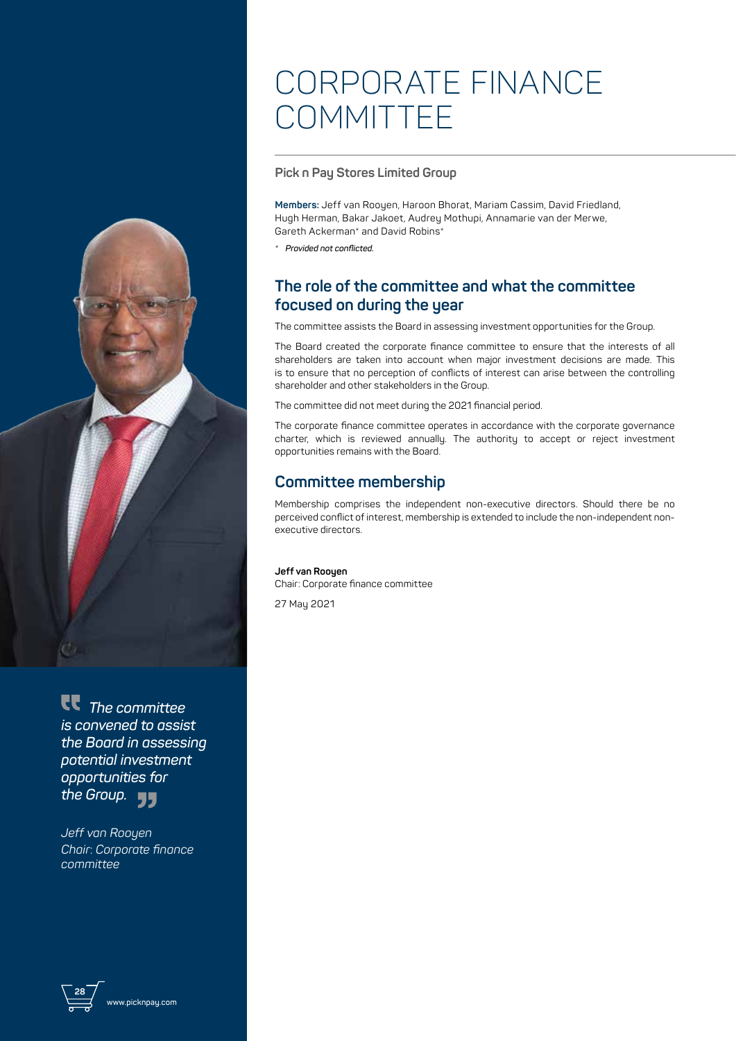# CORPORATE FINANCE COMMITTEE

**Pick n Pay Stores Limited Group**

**Members:** Jeff van Rooyen, Haroon Bhorat, Mariam Cassim, David Friedland, Hugh Herman, Bakar Jakoet, Audrey Mothupi, Annamarie van der Merwe, Gareth Ackerman* and David Robins*

\* *Provided not conflicted.*

## The role of the committee and what the committee focused on during the year

The committee assists the Board in assessing investment opportunities for the Group.

The Board created the corporate finance committee to ensure that the interests of all shareholders are taken into account when major investment decisions are made. This is to ensure that no perception of conflicts of interest can arise between the controlling shareholder and other stakeholders in the Group.

The committee did not meet during the 2021 financial period.

The corporate finance committee operates in accordance with the corporate governance charter, which is reviewed annually. The authority to accept or reject investment opportunities remains with the Board.

## Committee membership

Membership comprises the independent non-executive directors. Should there be no perceived conflict of interest, membership is extended to include the non-independent non-executive directors.

**Jeff van Rooyen**
Chair: Corporate finance committee

27 May 2021

*"The committee is convened to assist the Board in assessing potential investment opportunities for the Group."*

*Jeff van Rooyen*
*Chair: Corporate finance committee*